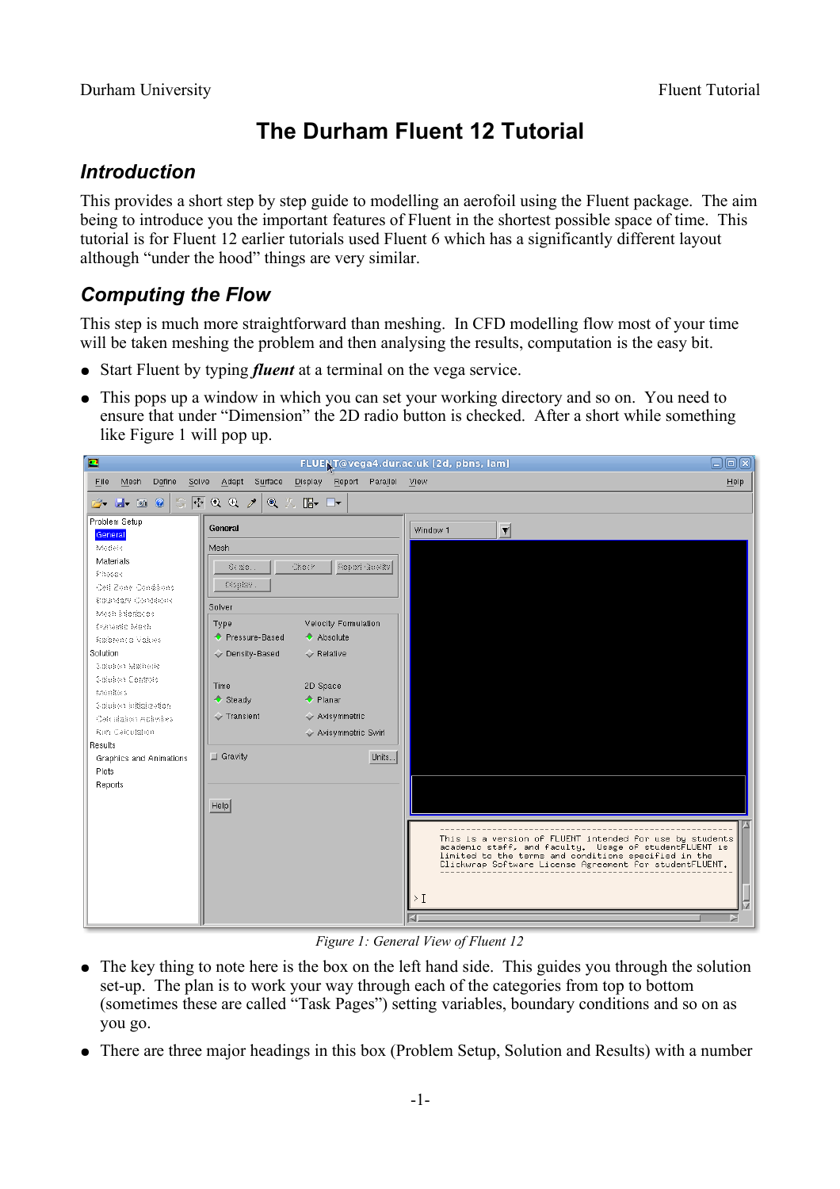# The Durham Fluent 12 Tutorial

## Introduction

This provides a short step by step guide to modelling an aerofoil using the Fluent package. The aim being to introduce you the important features of Fluent in the shortest possible space of time. This tutorial is for Fluent 12 earlier tutorials used Fluent 6 which has a significantly different layout although "under the hood" things are very similar.

## Computing the Flow

This step is much more straightforward than meshing. In CFD modelling flow most of your time will be taken meshing the problem and then analysing the results, computation is the easy bit.

- Start Fluent by typing ***fluent*** at a terminal on the vega service.
- This pops up a window in which you can set your working directory and so on. You need to ensure that under "Dimension" the 2D radio button is checked. After a short while something like Figure 1 will pop up.

Figure 1: General View of Fluent 12

- The key thing to note here is the box on the left hand side. This guides you through the solution set-up. The plan is to work your way through each of the categories from top to bottom (sometimes these are called "Task Pages") setting variables, boundary conditions and so on as you go.
- There are three major headings in this box (Problem Setup, Solution and Results) with a number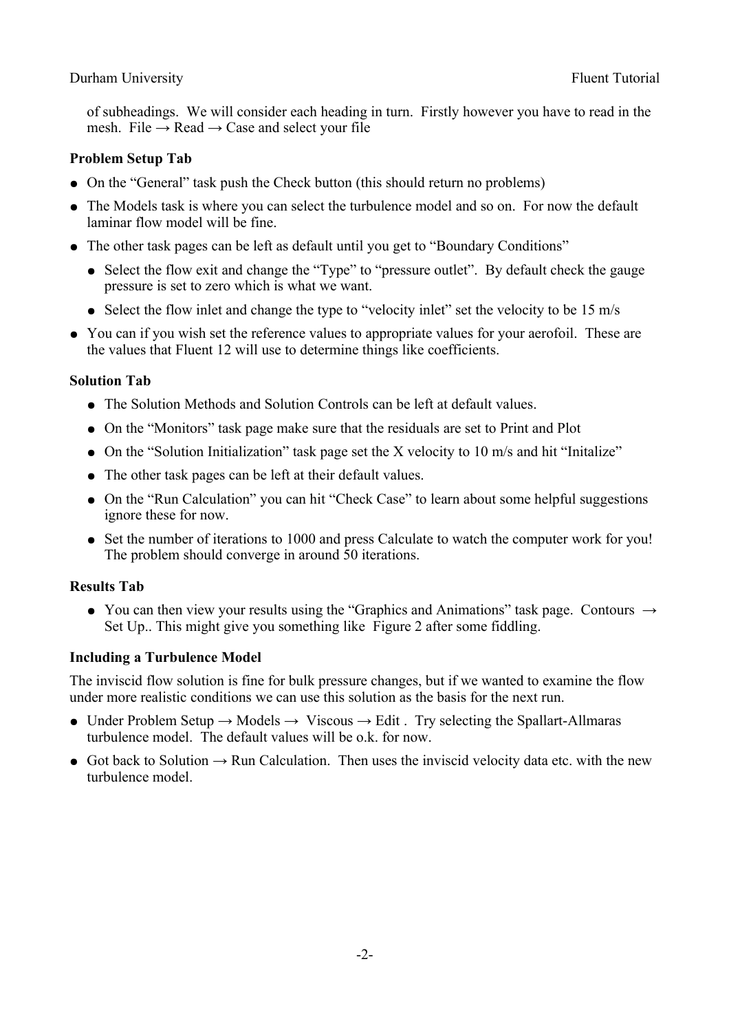of subheadings. We will consider each heading in turn. Firstly however you have to read in the mesh. File → Read → Case and select your file

**Problem Setup Tab**

- On the "General" task push the Check button (this should return no problems)
- The Models task is where you can select the turbulence model and so on. For now the default laminar flow model will be fine.
- The other task pages can be left as default until you get to "Boundary Conditions"
  - Select the flow exit and change the "Type" to "pressure outlet". By default check the gauge pressure is set to zero which is what we want.
  - Select the flow inlet and change the type to "velocity inlet" set the velocity to be 15 m/s
- You can if you wish set the reference values to appropriate values for your aerofoil. These are the values that Fluent 12 will use to determine things like coefficients.

**Solution Tab**

- The Solution Methods and Solution Controls can be left at default values.
- On the "Monitors" task page make sure that the residuals are set to Print and Plot
- On the "Solution Initialization" task page set the X velocity to 10 m/s and hit "Initalize"
- The other task pages can be left at their default values.
- On the "Run Calculation" you can hit "Check Case" to learn about some helpful suggestions ignore these for now.
- Set the number of iterations to 1000 and press Calculate to watch the computer work for you! The problem should converge in around 50 iterations.

**Results Tab**

- You can then view your results using the "Graphics and Animations" task page. Contours → Set Up.. This might give you something like Figure 2 after some fiddling.

**Including a Turbulence Model**

The inviscid flow solution is fine for bulk pressure changes, but if we wanted to examine the flow under more realistic conditions we can use this solution as the basis for the next run.

- Under Problem Setup → Models → Viscous → Edit . Try selecting the Spallart-Allmaras turbulence model. The default values will be o.k. for now.
- Got back to Solution → Run Calculation. Then uses the inviscid velocity data etc. with the new turbulence model.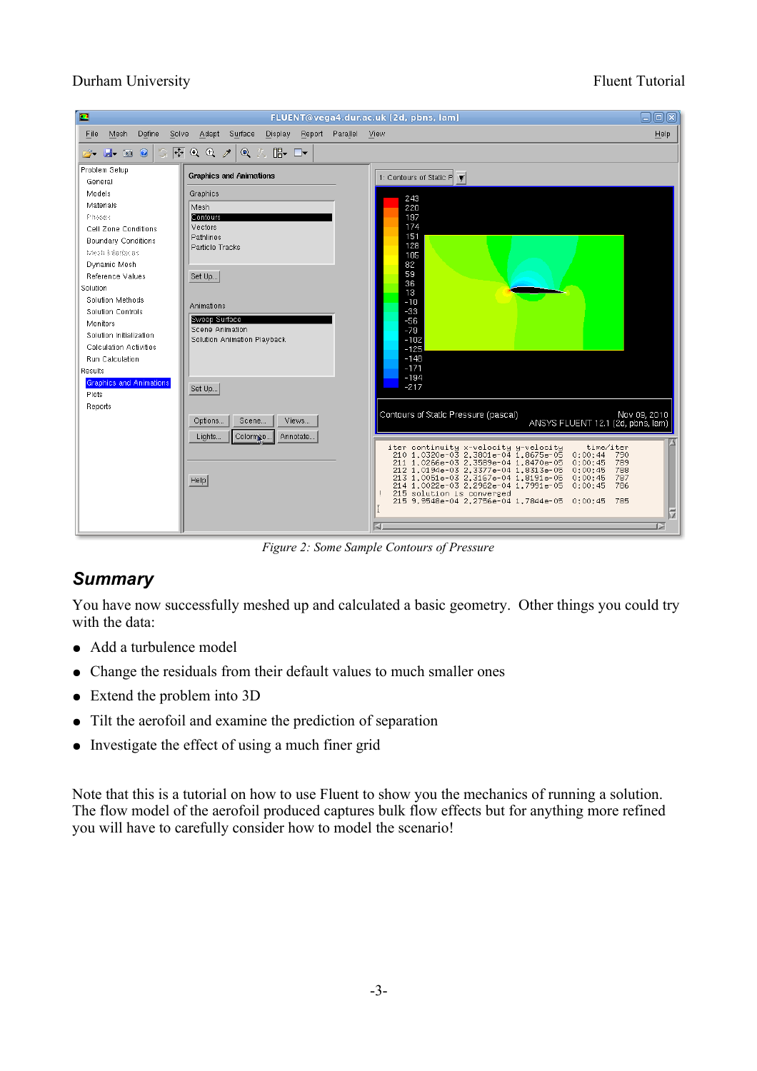Figure 2: Some Sample Contours of Pressure

## Summary

You have now successfully meshed up and calculated a basic geometry. Other things you could try with the data:

- Add a turbulence model
- Change the residuals from their default values to much smaller ones
- Extend the problem into 3D
- Tilt the aerofoil and examine the prediction of separation
- Investigate the effect of using a much finer grid

Note that this is a tutorial on how to use Fluent to show you the mechanics of running a solution. The flow model of the aerofoil produced captures bulk flow effects but for anything more refined you will have to carefully consider how to model the scenario!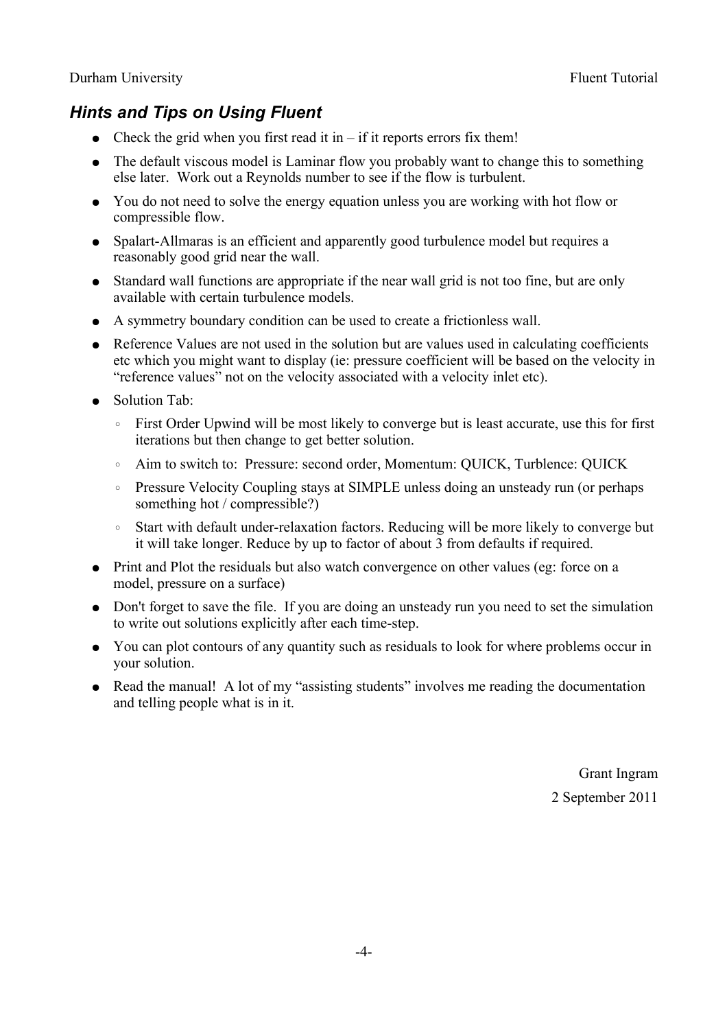## *Hints and Tips on Using Fluent*

- Check the grid when you first read it in – if it reports errors fix them!
- The default viscous model is Laminar flow you probably want to change this to something else later. Work out a Reynolds number to see if the flow is turbulent.
- You do not need to solve the energy equation unless you are working with hot flow or compressible flow.
- Spalart-Allmaras is an efficient and apparently good turbulence model but requires a reasonably good grid near the wall.
- Standard wall functions are appropriate if the near wall grid is not too fine, but are only available with certain turbulence models.
- A symmetry boundary condition can be used to create a frictionless wall.
- Reference Values are not used in the solution but are values used in calculating coefficients etc which you might want to display (ie: pressure coefficient will be based on the velocity in "reference values" not on the velocity associated with a velocity inlet etc).
- Solution Tab:
    - First Order Upwind will be most likely to converge but is least accurate, use this for first iterations but then change to get better solution.
    - Aim to switch to: Pressure: second order, Momentum: QUICK, Turblence: QUICK
    - Pressure Velocity Coupling stays at SIMPLE unless doing an unsteady run (or perhaps something hot / compressible?)
    - Start with default under-relaxation factors. Reducing will be more likely to converge but it will take longer. Reduce by up to factor of about 3 from defaults if required.
- Print and Plot the residuals but also watch convergence on other values (eg: force on a model, pressure on a surface)
- Don't forget to save the file. If you are doing an unsteady run you need to set the simulation to write out solutions explicitly after each time-step.
- You can plot contours of any quantity such as residuals to look for where problems occur in your solution.
- Read the manual! A lot of my "assisting students" involves me reading the documentation and telling people what is in it.

Grant Ingram

2 September 2011